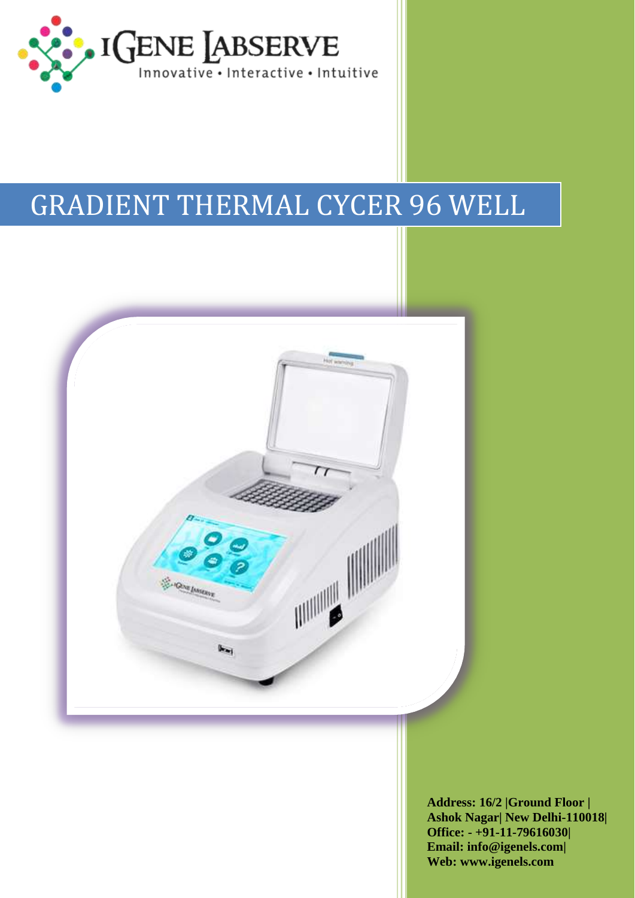IGENE LABSERVE

Innovative • Interactive • Intuitive

# GRADIENT THERMAL CYCER 96 WELL

**Address: 16/2 |Ground Floor | Ashok Nagar| New Delhi-110018|**
**Office: - +91-11-79616030|**
**Email: info@igenels.com|**
**Web: www.igenels.com**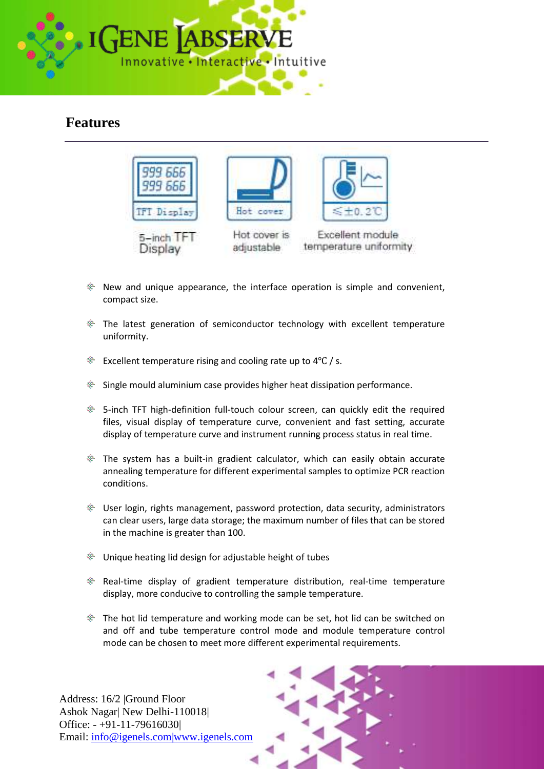## Features

5-inch TFT Display

Hot cover is adjustable

Excellent module temperature uniformity

- New and unique appearance, the interface operation is simple and convenient, compact size.
- The latest generation of semiconductor technology with excellent temperature uniformity.
- Excellent temperature rising and cooling rate up to 4℃ / s.
- Single mould aluminium case provides higher heat dissipation performance.
- 5-inch TFT high-definition full-touch colour screen, can quickly edit the required files, visual display of temperature curve, convenient and fast setting, accurate display of temperature curve and instrument running process status in real time.
- The system has a built-in gradient calculator, which can easily obtain accurate annealing temperature for different experimental samples to optimize PCR reaction conditions.
- User login, rights management, password protection, data security, administrators can clear users, large data storage; the maximum number of files that can be stored in the machine is greater than 100.
- Unique heating lid design for adjustable height of tubes
- Real-time display of gradient temperature distribution, real-time temperature display, more conducive to controlling the sample temperature.
- The hot lid temperature and working mode can be set, hot lid can be switched on and off and tube temperature control mode and module temperature control mode can be chosen to meet more different experimental requirements.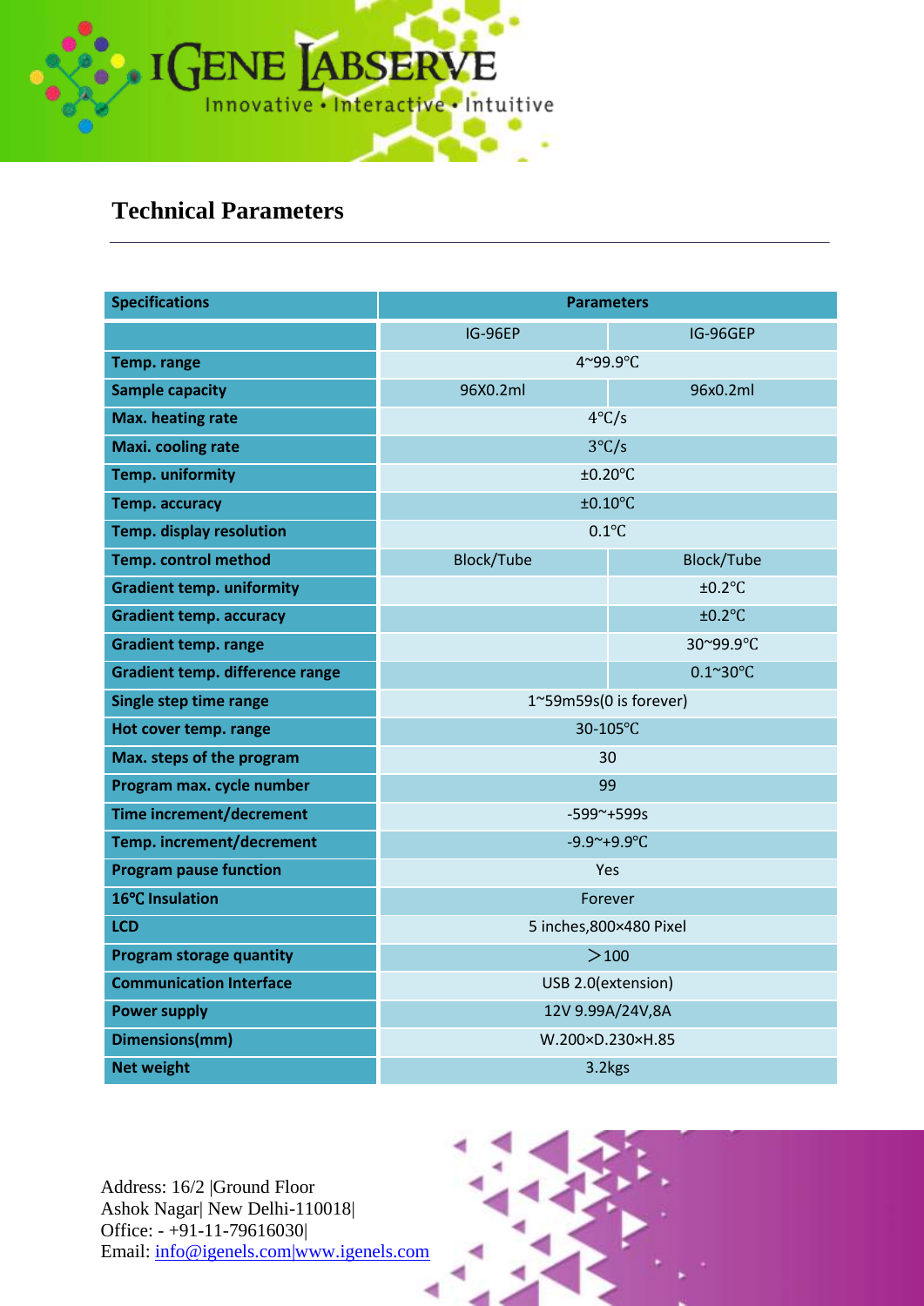## Technical Parameters

| Specifications | Parameters | |
|---|---|---|
| | IG-96EP | IG-96GEP |
| Temp. range | 4~99.9℃ | |
| Sample capacity | 96X0.2ml | 96x0.2ml |
| Max. heating rate | 4℃/s | |
| Maxi. cooling rate | 3℃/s | |
| Temp. uniformity | ±0.20℃ | |
| Temp. accuracy | ±0.10℃ | |
| Temp. display resolution | 0.1℃ | |
| Temp. control method | Block/Tube | Block/Tube |
| Gradient temp. uniformity | | ±0.2℃ |
| Gradient temp. accuracy | | ±0.2℃ |
| Gradient temp. range | | 30~99.9℃ |
| Gradient temp. difference range | | 0.1~30℃ |
| Single step time range | 1~59m59s(0 is forever) | |
| Hot cover temp. range | 30-105℃ | |
| Max. steps of the program | 30 | |
| Program max. cycle number | 99 | |
| Time increment/decrement | -599~+599s | |
| Temp. increment/decrement | -9.9~+9.9℃ | |
| Program pause function | Yes | |
| 16℃ Insulation | Forever | |
| LCD | 5 inches,800×480 Pixel | |
| Program storage quantity | ＞100 | |
| Communication Interface | USB 2.0(extension) | |
| Power supply | 12V 9.99A/24V,8A | |
| Dimensions(mm) | W.200×D.230×H.85 | |
| Net weight | 3.2kgs | |

Address: 16/2 |Ground Floor
Ashok Nagar| New Delhi-110018|
Office: - +91-11-79616030|
Email: info@igenels.com|www.igenels.com